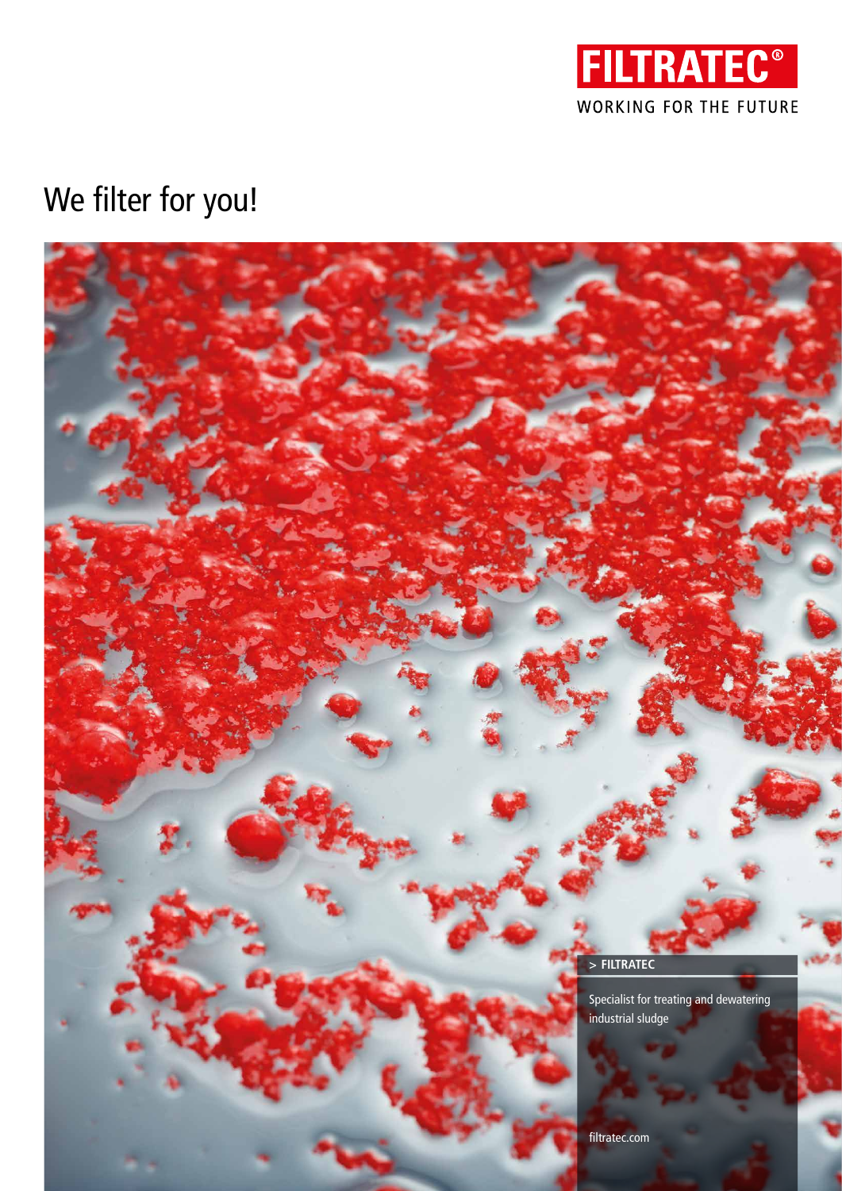FILTRATEC®

WORKING FOR THE FUTURE

# We filter for you!

> FILTRATEC

Specialist for treating and dewatering industrial sludge

filtratec.com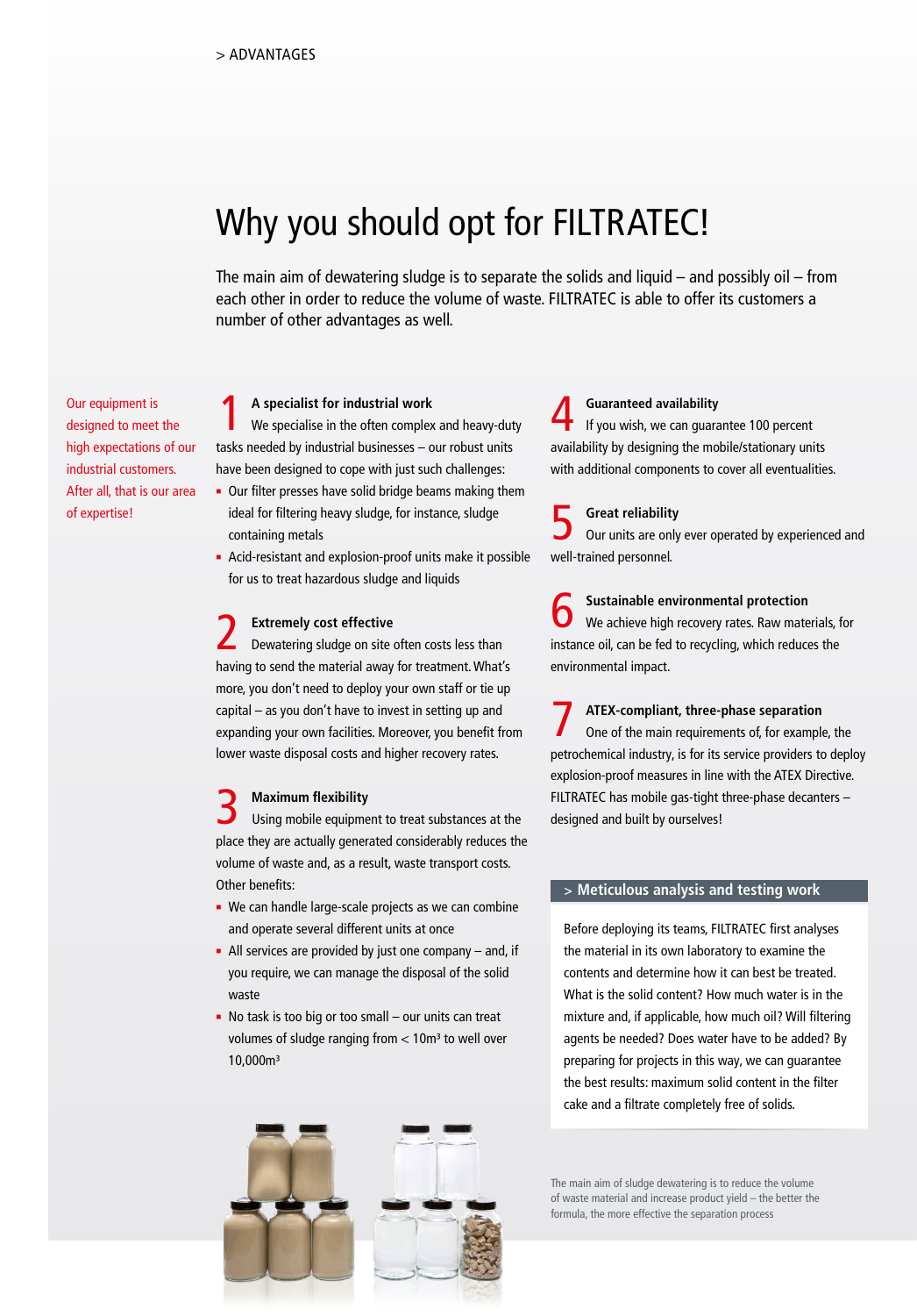> ADVANTAGES

# Why you should opt for FILTRATEC!

The main aim of dewatering sludge is to separate the solids and liquid – and possibly oil – from each other in order to reduce the volume of waste. FILTRATEC is able to offer its customers a number of other advantages as well.

Our equipment is designed to meet the high expectations of our industrial customers. After all, that is our area of expertise!

## 1 A specialist for industrial work

We specialise in the often complex and heavy-duty tasks needed by industrial businesses – our robust units have been designed to cope with just such challenges:

- Our filter presses have solid bridge beams making them ideal for filtering heavy sludge, for instance, sludge containing metals
- Acid-resistant and explosion-proof units make it possible for us to treat hazardous sludge and liquids

## 2 Extremely cost effective

Dewatering sludge on site often costs less than having to send the material away for treatment. What's more, you don't need to deploy your own staff or tie up capital – as you don't have to invest in setting up and expanding your own facilities. Moreover, you benefit from lower waste disposal costs and higher recovery rates.

## 3 Maximum flexibility

Using mobile equipment to treat substances at the place they are actually generated considerably reduces the volume of waste and, as a result, waste transport costs. Other benefits:

- We can handle large-scale projects as we can combine and operate several different units at once
- All services are provided by just one company – and, if you require, we can manage the disposal of the solid waste
- No task is too big or too small – our units can treat volumes of sludge ranging from < 10m³ to well over 10,000m³

## 4 Guaranteed availability

If you wish, we can guarantee 100 percent availability by designing the mobile/stationary units with additional components to cover all eventualities.

## 5 Great reliability

Our units are only ever operated by experienced and well-trained personnel.

## 6 Sustainable environmental protection

We achieve high recovery rates. Raw materials, for instance oil, can be fed to recycling, which reduces the environmental impact.

## 7 ATEX-compliant, three-phase separation

One of the main requirements of, for example, the petrochemical industry, is for its service providers to deploy explosion-proof measures in line with the ATEX Directive. FILTRATEC has mobile gas-tight three-phase decanters – designed and built by ourselves!

### > Meticulous analysis and testing work

Before deploying its teams, FILTRATEC first analyses the material in its own laboratory to examine the contents and determine how it can best be treated. What is the solid content? How much water is in the mixture and, if applicable, how much oil? Will filtering agents be needed? Does water have to be added? By preparing for projects in this way, we can guarantee the best results: maximum solid content in the filter cake and a filtrate completely free of solids.

The main aim of sludge dewatering is to reduce the volume of waste material and increase product yield – the better the formula, the more effective the separation process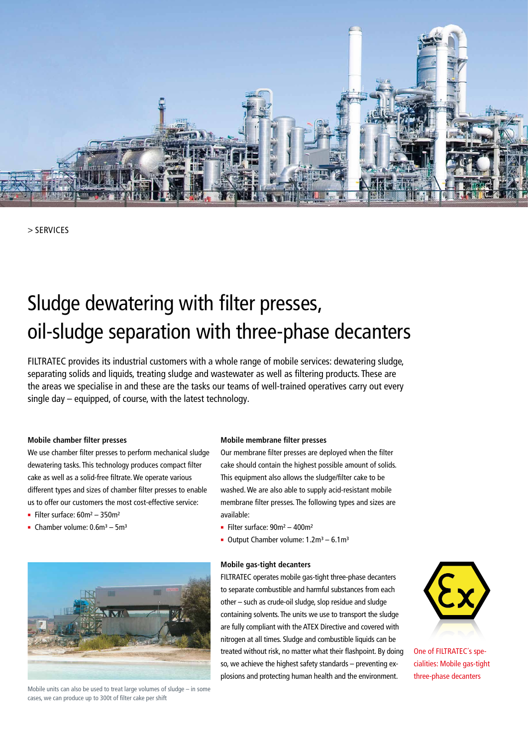> SERVICES

# Sludge dewatering with filter presses, oil-sludge separation with three-phase decanters

FILTRATEC provides its industrial customers with a whole range of mobile services: dewatering sludge, separating solids and liquids, treating sludge and wastewater as well as filtering products. These are the areas we specialise in and these are the tasks our teams of well-trained operatives carry out every single day – equipped, of course, with the latest technology.

**Mobile chamber filter presses**

We use chamber filter presses to perform mechanical sludge dewatering tasks. This technology produces compact filter cake as well as a solid-free filtrate. We operate various different types and sizes of chamber filter presses to enable us to offer our customers the most cost-effective service:

- Filter surface: $60m^2$ – $350m^2$
- Chamber volume: $0.6m^3$ – $5m^3$

Mobile units can also be used to treat large volumes of sludge – in some cases, we can produce up to 300t of filter cake per shift

**Mobile membrane filter presses**

Our membrane filter presses are deployed when the filter cake should contain the highest possible amount of solids. This equipment also allows the sludge/filter cake to be washed. We are also able to supply acid-resistant mobile membrane filter presses. The following types and sizes are available:

- Filter surface: $90m^2$ – $400m^2$
- Output Chamber volume: $1.2m^3$ – $6.1m^3$

**Mobile gas-tight decanters**

FILTRATEC operates mobile gas-tight three-phase decanters to separate combustible and harmful substances from each other – such as crude-oil sludge, slop residue and sludge containing solvents. The units we use to transport the sludge are fully compliant with the ATEX Directive and covered with nitrogen at all times. Sludge and combustible liquids can be treated without risk, no matter what their flashpoint. By doing so, we achieve the highest safety standards – preventing explosions and protecting human health and the environment.

One of FILTRATEC´s specialities: Mobile gas-tight three-phase decanters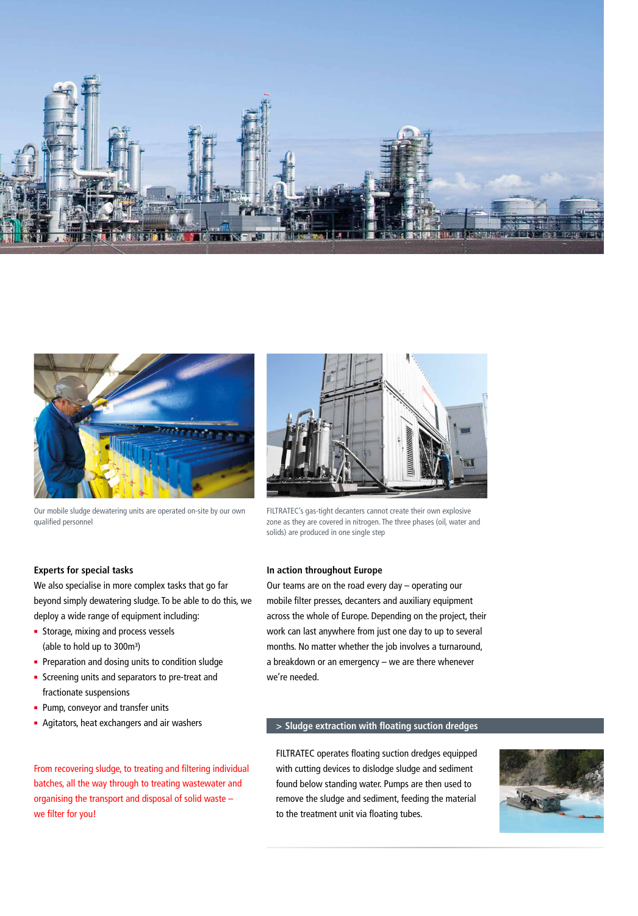Our mobile sludge dewatering units are operated on-site by our own qualified personnel

FILTRATEC's gas-tight decanters cannot create their own explosive zone as they are covered in nitrogen. The three phases (oil, water and solids) are produced in one single step

### Experts for special tasks

We also specialise in more complex tasks that go far beyond simply dewatering sludge. To be able to do this, we deploy a wide range of equipment including:

- Storage, mixing and process vessels (able to hold up to 300m³)
- Preparation and dosing units to condition sludge
- Screening units and separators to pre-treat and fractionate suspensions
- Pump, conveyor and transfer units
- Agitators, heat exchangers and air washers

From recovering sludge, to treating and filtering individual batches, all the way through to treating wastewater and organising the transport and disposal of solid waste – we filter for you!

### In action throughout Europe

Our teams are on the road every day – operating our mobile filter presses, decanters and auxiliary equipment across the whole of Europe. Depending on the project, their work can last anywhere from just one day to up to several months. No matter whether the job involves a turnaround, a breakdown or an emergency – we are there whenever we're needed.

## > Sludge extraction with floating suction dredges

FILTRATEC operates floating suction dredges equipped with cutting devices to dislodge sludge and sediment found below standing water. Pumps are then used to remove the sludge and sediment, feeding the material to the treatment unit via floating tubes.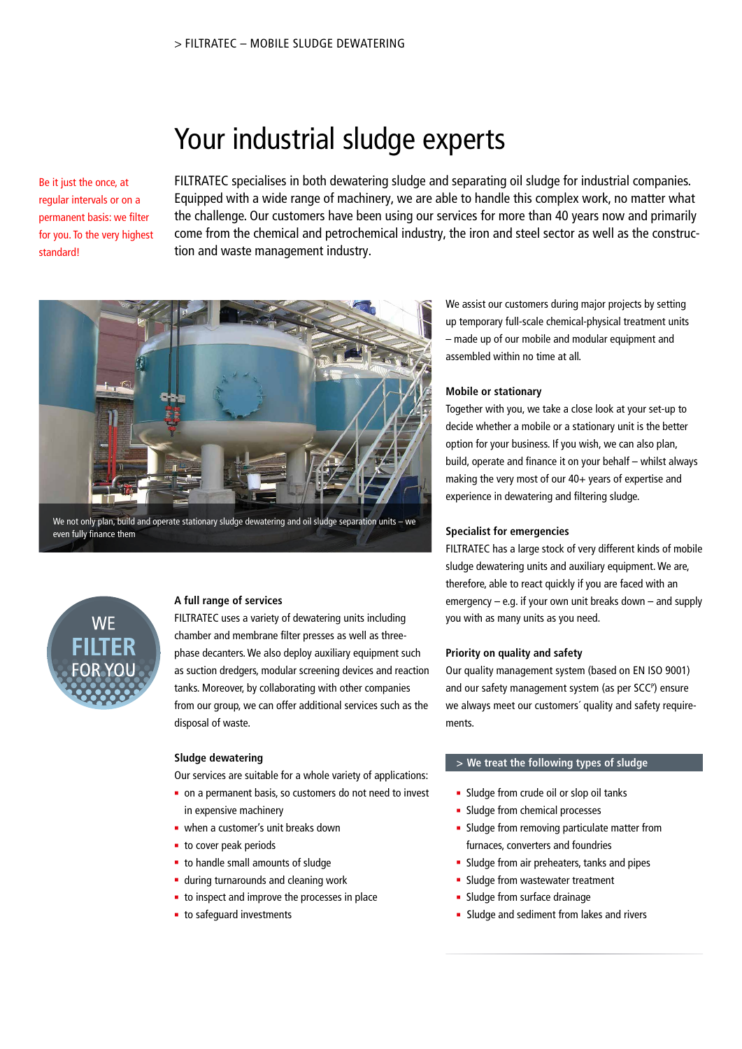# Your industrial sludge experts

Be it just the once, at regular intervals or on a permanent basis: we filter for you. To the very highest standard!

FILTRATEC specialises in both dewatering sludge and separating oil sludge for industrial companies. Equipped with a wide range of machinery, we are able to handle this complex work, no matter what the challenge. Our customers have been using our services for more than 40 years now and primarily come from the chemical and petrochemical industry, the iron and steel sector as well as the construction and waste management industry.

We not only plan, build and operate stationary sludge dewatering and oil sludge separation units – we even fully finance them

WE FILTER FOR YOU

### A full range of services

FILTRATEC uses a variety of dewatering units including chamber and membrane filter presses as well as three-phase decanters. We also deploy auxiliary equipment such as suction dredgers, modular screening devices and reaction tanks. Moreover, by collaborating with other companies from our group, we can offer additional services such as the disposal of waste.

### Sludge dewatering

Our services are suitable for a whole variety of applications:

- on a permanent basis, so customers do not need to invest in expensive machinery
- when a customer's unit breaks down
- to cover peak periods
- to handle small amounts of sludge
- during turnarounds and cleaning work
- to inspect and improve the processes in place
- to safeguard investments

We assist our customers during major projects by setting up temporary full-scale chemical-physical treatment units – made up of our mobile and modular equipment and assembled within no time at all.

### Mobile or stationary

Together with you, we take a close look at your set-up to decide whether a mobile or a stationary unit is the better option for your business. If you wish, we can also plan, build, operate and finance it on your behalf – whilst always making the very most of our 40+ years of expertise and experience in dewatering and filtering sludge.

### Specialist for emergencies

FILTRATEC has a large stock of very different kinds of mobile sludge dewatering units and auxiliary equipment. We are, therefore, able to react quickly if you are faced with an emergency – e.g. if your own unit breaks down – and supply you with as many units as you need.

### Priority on quality and safety

Our quality management system (based on EN ISO 9001) and our safety management system (as per SCC®) ensure we always meet our customers´ quality and safety requirements.

### > We treat the following types of sludge

- Sludge from crude oil or slop oil tanks
- Sludge from chemical processes
- Sludge from removing particulate matter from furnaces, converters and foundries
- Sludge from air preheaters, tanks and pipes
- Sludge from wastewater treatment
- Sludge from surface drainage
- Sludge and sediment from lakes and rivers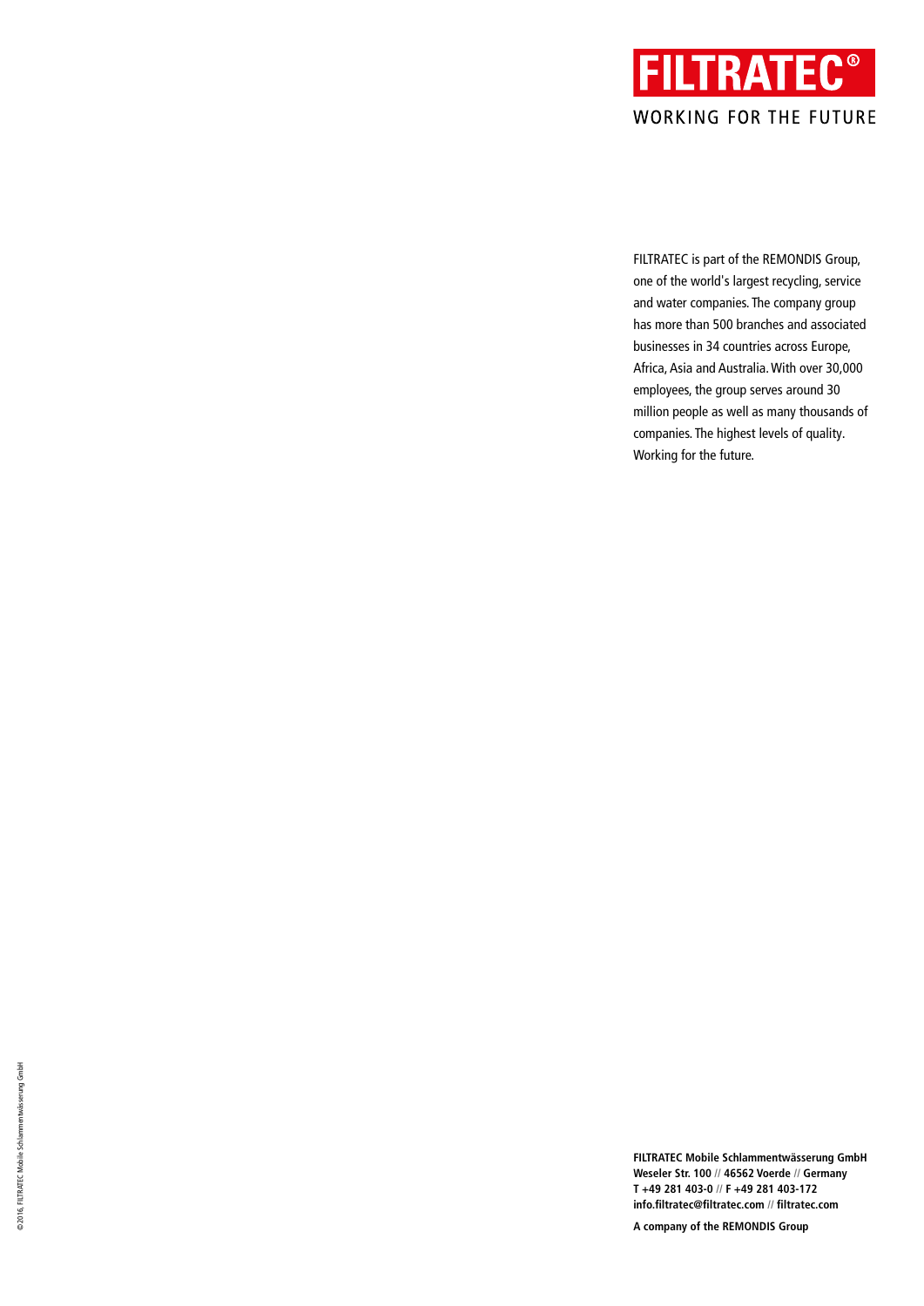# FILTRATEC®

WORKING FOR THE FUTURE

FILTRATEC is part of the REMONDIS Group, one of the world's largest recycling, service and water companies. The company group has more than 500 branches and associated businesses in 34 countries across Europe, Africa, Asia and Australia. With over 30,000 employees, the group serves around 30 million people as well as many thousands of companies. The highest levels of quality. Working for the future.

©2016, FILTRATEC Mobile Schlammentwässerung GmbH

**FILTRATEC Mobile Schlammentwässerung GmbH**
**Weseler Str. 100 // 46562 Voerde // Germany**
**T +49 281 403-0 // F +49 281 403-172**
**info.filtratec@filtratec.com // filtratec.com**

**A company of the REMONDIS Group**